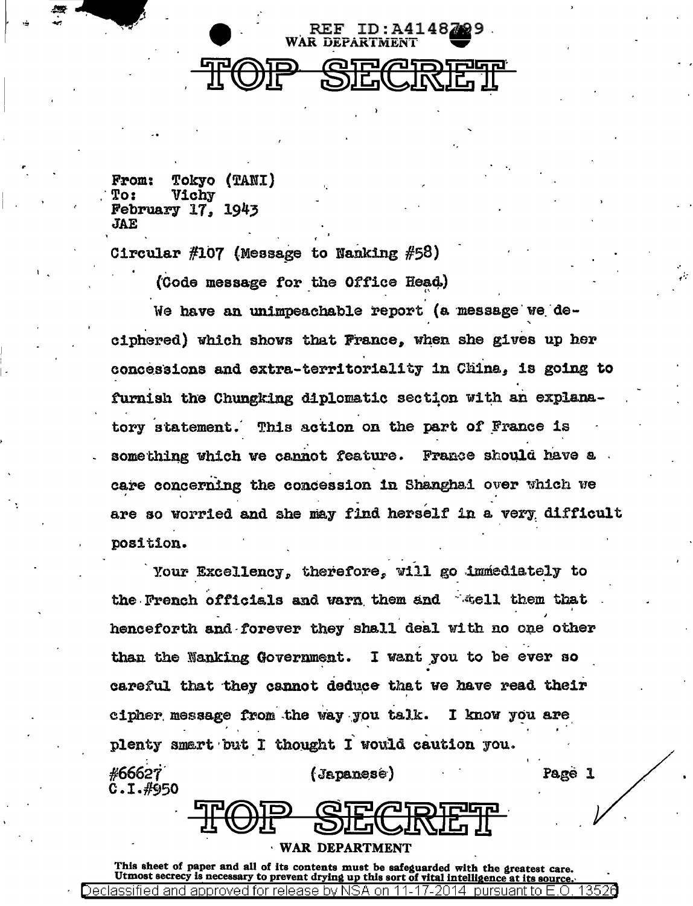REF ID:A4148799
WAR DEPARTMENT

# TOP SECRET

From: Tokyo (TANI)
To: Vichy
February 17, 1943
JAE

Circular #107 (Message to Nanking #58)

(Code message for the Office Head)

We have an unimpeachable report (a message we deciphered) which shows that France, when she gives up her concessions and extra-territoriality in China, is going to furnish the Chungking diplomatic section with an explanatory statement. This action on the part of France is something which we cannot feature. France should have a care concerning the concession in Shanghai over which we are so worried and she may find herself in a very difficult position.

Your Excellency, therefore, will go immediately to the French officials and warn them and tell them that henceforth and forever they shall deal with no one other than the Nanking Government. I want you to be ever so careful that they cannot deduce that we have read their cipher message from the way you talk. I know you are plenty smart but I thought I would caution you.

#66627
C.I.#950

(Japanese)

# TOP SECRET

WAR DEPARTMENT

This sheet of paper and all of its contents must be safeguarded with the greatest care. Utmost secrecy is necessary to prevent drying up this sort of vital intelligence at its source.

Declassified and approved for release by NSA on 11-17-2014 pursuant to E.O. 13526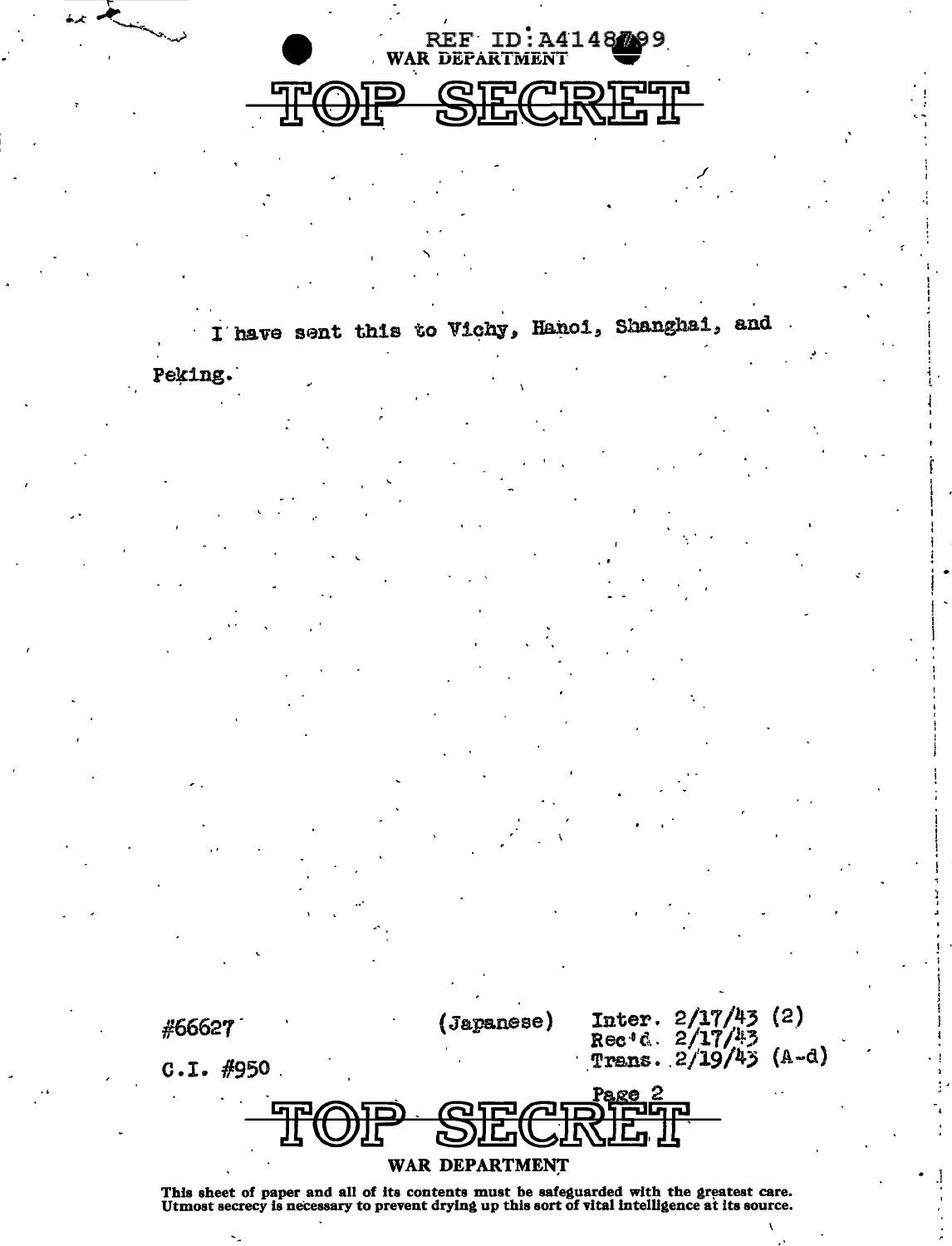REF ID:A4148799

WAR DEPARTMENT

TOP SECRET

I have sent this to Vichy, Hanoi, Shanghai, and Peking.

#66627 (Japanese) Inter. 2/17/43 (2)
Rec'd. 2/17/43
Trans. 2/19/43 (A-d)

C.I. #950

TOP SECRET

WAR DEPARTMENT

This sheet of paper and all of its contents must be safeguarded with the greatest care. Utmost secrecy is necessary to prevent drying up this sort of vital intelligence at its source.